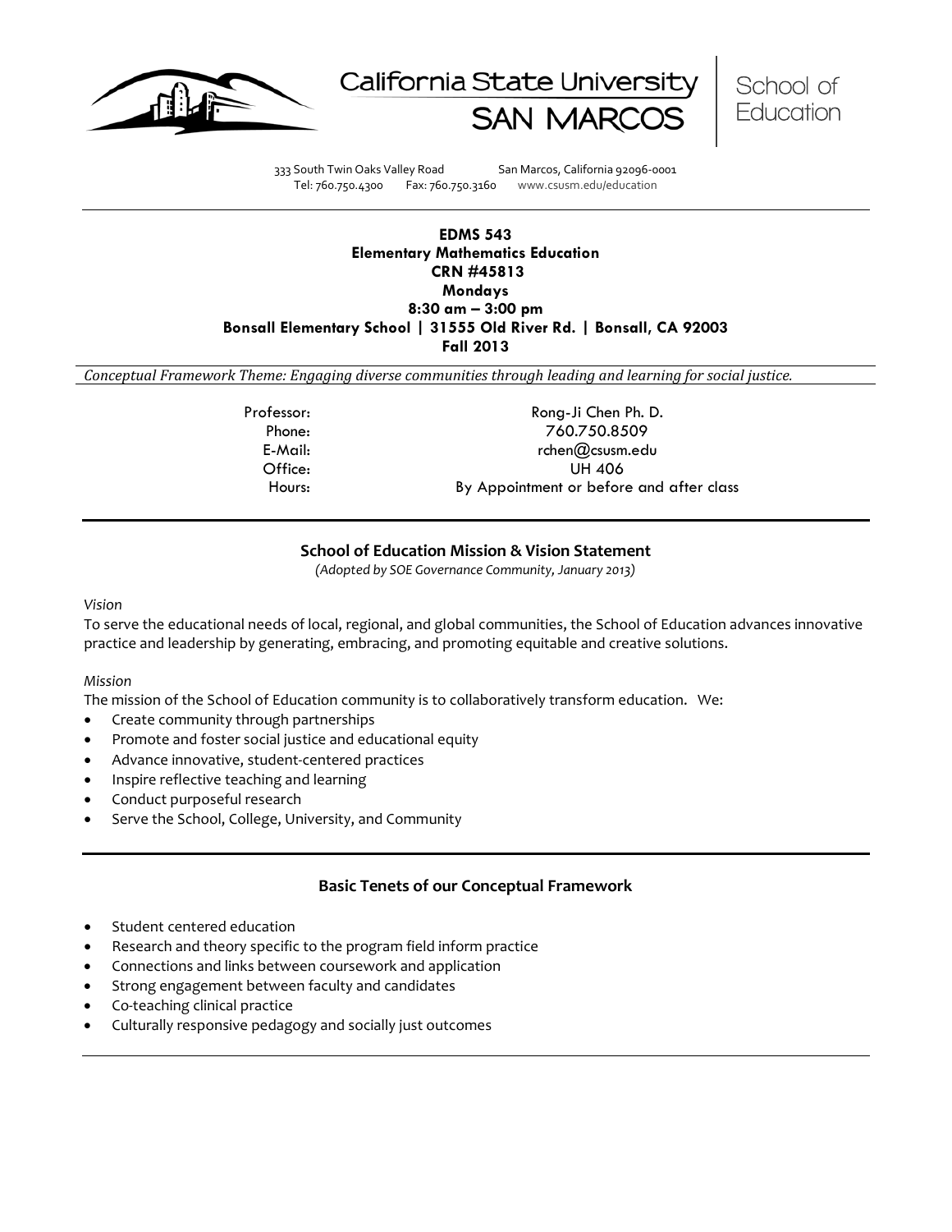California State University SAN MARCOS | School of Education

333 South Twin Oaks Valley Road San Marcos, California 92096-0001
Tel: 760.750.4300 Fax: 760.750.3160 www.csusm.edu/education

**EDMS 543**
**Elementary Mathematics Education**
**CRN #45813**
**Mondays**
**8:30 am – 3:00 pm**
**Bonsall Elementary School | 31555 Old River Rd. | Bonsall, CA 92003**
**Fall 2013**

*Conceptual Framework Theme: Engaging diverse communities through leading and learning for social justice.*

| | |
|---|---|
| Professor: | Rong-Ji Chen Ph. D. |
| Phone: | 760.750.8509 |
| E-Mail: | rchen@csusm.edu |
| Office: | UH 406 |
| Hours: | By Appointment or before and after class |

## School of Education Mission & Vision Statement

*(Adopted by SOE Governance Community, January 2013)*

*Vision*

To serve the educational needs of local, regional, and global communities, the School of Education advances innovative practice and leadership by generating, embracing, and promoting equitable and creative solutions.

*Mission*

The mission of the School of Education community is to collaboratively transform education. We:

- Create community through partnerships
- Promote and foster social justice and educational equity
- Advance innovative, student-centered practices
- Inspire reflective teaching and learning
- Conduct purposeful research
- Serve the School, College, University, and Community

## Basic Tenets of our Conceptual Framework

- Student centered education
- Research and theory specific to the program field inform practice
- Connections and links between coursework and application
- Strong engagement between faculty and candidates
- Co-teaching clinical practice
- Culturally responsive pedagogy and socially just outcomes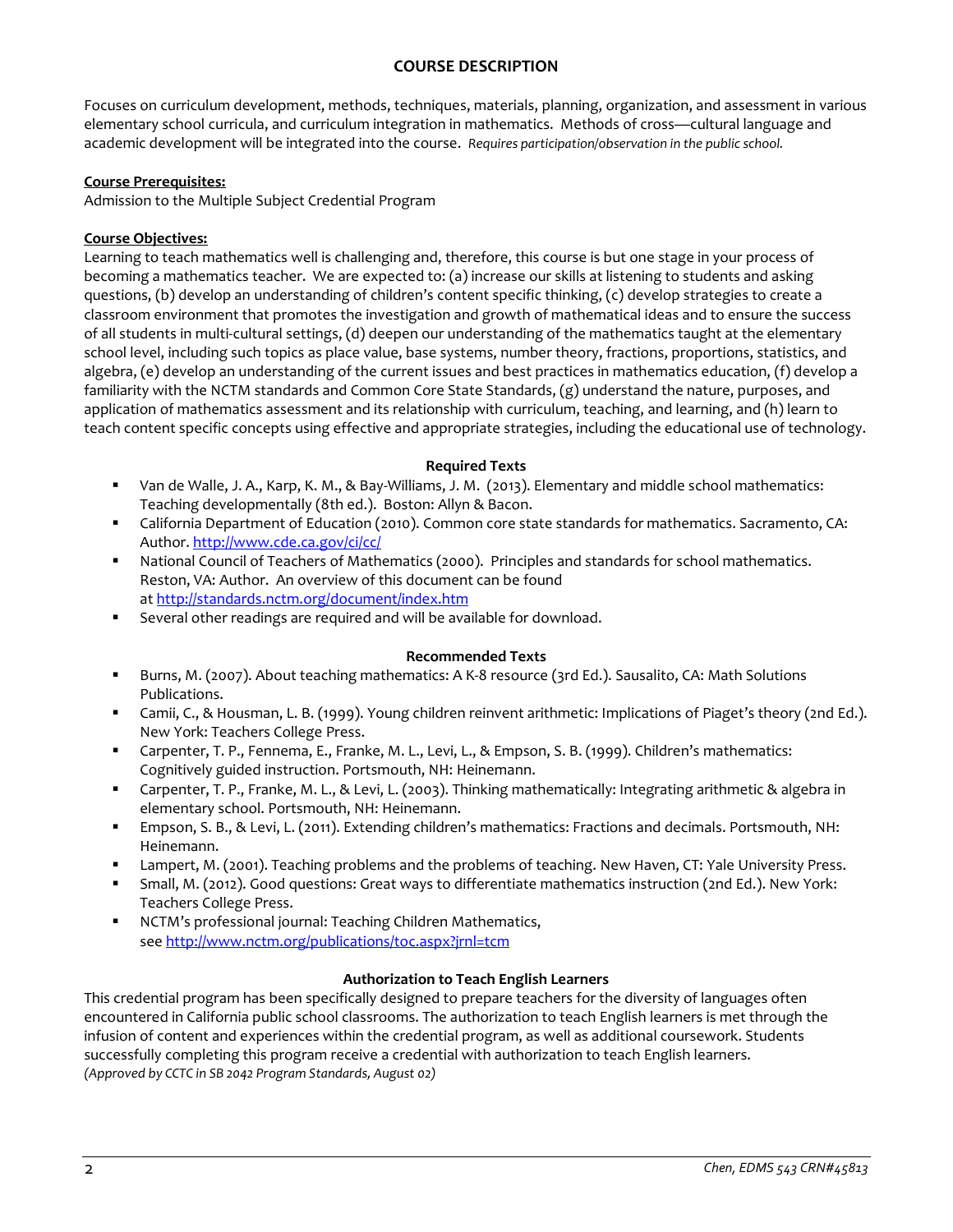## COURSE DESCRIPTION

Focuses on curriculum development, methods, techniques, materials, planning, organization, and assessment in various elementary school curricula, and curriculum integration in mathematics. Methods of cross—cultural language and academic development will be integrated into the course. *Requires participation/observation in the public school.*

**Course Prerequisites:**
Admission to the Multiple Subject Credential Program

**Course Objectives:**
Learning to teach mathematics well is challenging and, therefore, this course is but one stage in your process of becoming a mathematics teacher. We are expected to: (a) increase our skills at listening to students and asking questions, (b) develop an understanding of children's content specific thinking, (c) develop strategies to create a classroom environment that promotes the investigation and growth of mathematical ideas and to ensure the success of all students in multi-cultural settings, (d) deepen our understanding of the mathematics taught at the elementary school level, including such topics as place value, base systems, number theory, fractions, proportions, statistics, and algebra, (e) develop an understanding of the current issues and best practices in mathematics education, (f) develop a familiarity with the NCTM standards and Common Core State Standards, (g) understand the nature, purposes, and application of mathematics assessment and its relationship with curriculum, teaching, and learning, and (h) learn to teach content specific concepts using effective and appropriate strategies, including the educational use of technology.

### Required Texts

- Van de Walle, J. A., Karp, K. M., & Bay-Williams, J. M. (2013). Elementary and middle school mathematics: Teaching developmentally (8th ed.). Boston: Allyn & Bacon.
- California Department of Education (2010). Common core state standards for mathematics. Sacramento, CA: Author. http://www.cde.ca.gov/ci/cc/
- National Council of Teachers of Mathematics (2000). Principles and standards for school mathematics. Reston, VA: Author. An overview of this document can be found at http://standards.nctm.org/document/index.htm
- Several other readings are required and will be available for download.

### Recommended Texts

- Burns, M. (2007). About teaching mathematics: A K-8 resource (3rd Ed.). Sausalito, CA: Math Solutions Publications.
- Camii, C., & Housman, L. B. (1999). Young children reinvent arithmetic: Implications of Piaget's theory (2nd Ed.). New York: Teachers College Press.
- Carpenter, T. P., Fennema, E., Franke, M. L., Levi, L., & Empson, S. B. (1999). Children's mathematics: Cognitively guided instruction. Portsmouth, NH: Heinemann.
- Carpenter, T. P., Franke, M. L., & Levi, L. (2003). Thinking mathematically: Integrating arithmetic & algebra in elementary school. Portsmouth, NH: Heinemann.
- Empson, S. B., & Levi, L. (2011). Extending children's mathematics: Fractions and decimals. Portsmouth, NH: Heinemann.
- Lampert, M. (2001). Teaching problems and the problems of teaching. New Haven, CT: Yale University Press.
- Small, M. (2012). Good questions: Great ways to differentiate mathematics instruction (2nd Ed.). New York: Teachers College Press.
- NCTM's professional journal: Teaching Children Mathematics, see http://www.nctm.org/publications/toc.aspx?jrnl=tcm

### Authorization to Teach English Learners

This credential program has been specifically designed to prepare teachers for the diversity of languages often encountered in California public school classrooms. The authorization to teach English learners is met through the infusion of content and experiences within the credential program, as well as additional coursework. Students successfully completing this program receive a credential with authorization to teach English learners.
*(Approved by CCTC in SB 2042 Program Standards, August 02)*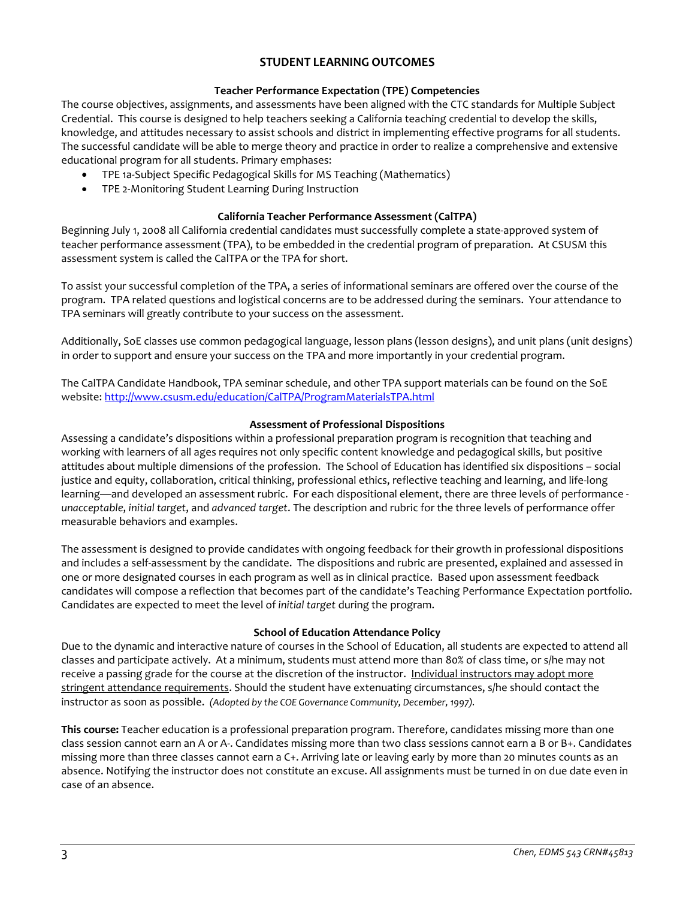## STUDENT LEARNING OUTCOMES

### Teacher Performance Expectation (TPE) Competencies

The course objectives, assignments, and assessments have been aligned with the CTC standards for Multiple Subject Credential. This course is designed to help teachers seeking a California teaching credential to develop the skills, knowledge, and attitudes necessary to assist schools and district in implementing effective programs for all students. The successful candidate will be able to merge theory and practice in order to realize a comprehensive and extensive educational program for all students. Primary emphases:

- TPE 1a-Subject Specific Pedagogical Skills for MS Teaching (Mathematics)
- TPE 2-Monitoring Student Learning During Instruction

### California Teacher Performance Assessment (CalTPA)

Beginning July 1, 2008 all California credential candidates must successfully complete a state-approved system of teacher performance assessment (TPA), to be embedded in the credential program of preparation. At CSUSM this assessment system is called the CalTPA or the TPA for short.

To assist your successful completion of the TPA, a series of informational seminars are offered over the course of the program. TPA related questions and logistical concerns are to be addressed during the seminars. Your attendance to TPA seminars will greatly contribute to your success on the assessment.

Additionally, SoE classes use common pedagogical language, lesson plans (lesson designs), and unit plans (unit designs) in order to support and ensure your success on the TPA and more importantly in your credential program.

The CalTPA Candidate Handbook, TPA seminar schedule, and other TPA support materials can be found on the SoE website: http://www.csusm.edu/education/CalTPA/ProgramMaterialsTPA.html

### Assessment of Professional Dispositions

Assessing a candidate's dispositions within a professional preparation program is recognition that teaching and working with learners of all ages requires not only specific content knowledge and pedagogical skills, but positive attitudes about multiple dimensions of the profession. The School of Education has identified six dispositions – social justice and equity, collaboration, critical thinking, professional ethics, reflective teaching and learning, and life-long learning—and developed an assessment rubric. For each dispositional element, there are three levels of performance - *unacceptable*, *initial target*, and *advanced target*. The description and rubric for the three levels of performance offer measurable behaviors and examples.

The assessment is designed to provide candidates with ongoing feedback for their growth in professional dispositions and includes a self-assessment by the candidate. The dispositions and rubric are presented, explained and assessed in one or more designated courses in each program as well as in clinical practice. Based upon assessment feedback candidates will compose a reflection that becomes part of the candidate's Teaching Performance Expectation portfolio. Candidates are expected to meet the level of *initial target* during the program.

### School of Education Attendance Policy

Due to the dynamic and interactive nature of courses in the School of Education, all students are expected to attend all classes and participate actively. At a minimum, students must attend more than 80% of class time, or s/he may not receive a passing grade for the course at the discretion of the instructor. <u>Individual instructors may adopt more stringent attendance requirements</u>. Should the student have extenuating circumstances, s/he should contact the instructor as soon as possible. *(Adopted by the COE Governance Community, December, 1997).*

**This course:** Teacher education is a professional preparation program. Therefore, candidates missing more than one class session cannot earn an A or A-. Candidates missing more than two class sessions cannot earn a B or B+. Candidates missing more than three classes cannot earn a C+. Arriving late or leaving early by more than 20 minutes counts as an absence. Notifying the instructor does not constitute an excuse. All assignments must be turned in on due date even in case of an absence.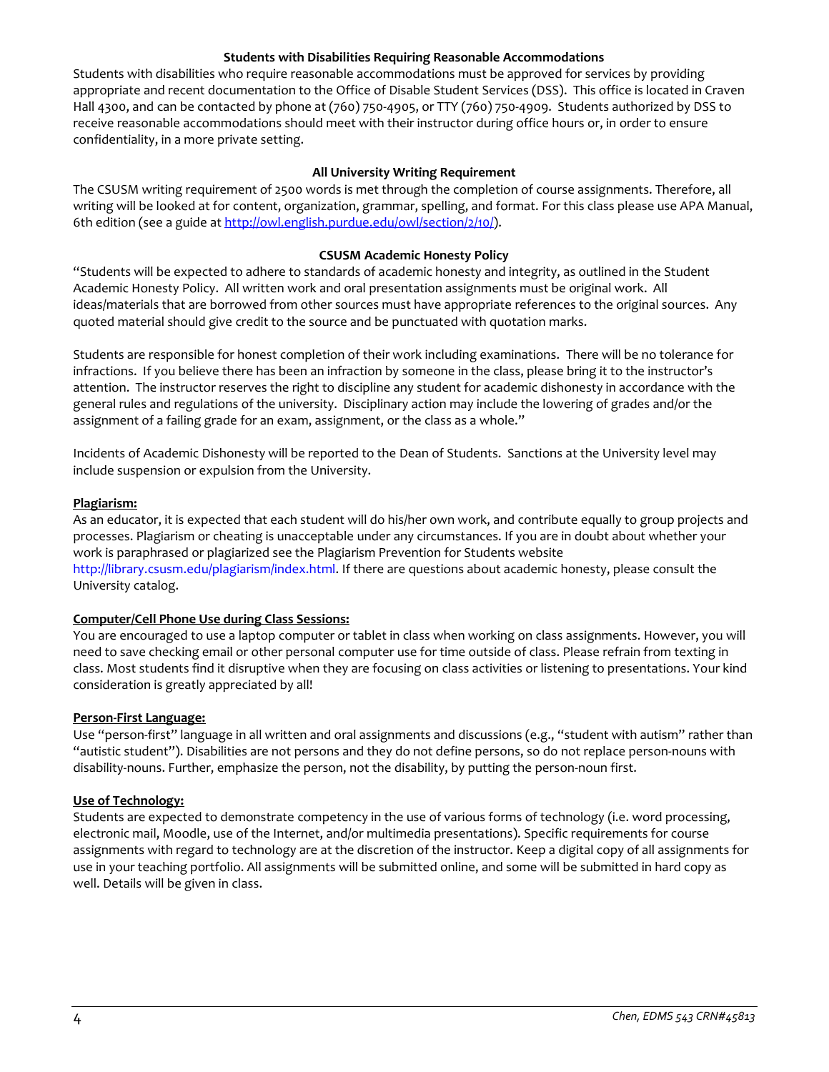### Students with Disabilities Requiring Reasonable Accommodations

Students with disabilities who require reasonable accommodations must be approved for services by providing appropriate and recent documentation to the Office of Disable Student Services (DSS). This office is located in Craven Hall 4300, and can be contacted by phone at (760) 750-4905, or TTY (760) 750-4909. Students authorized by DSS to receive reasonable accommodations should meet with their instructor during office hours or, in order to ensure confidentiality, in a more private setting.

### All University Writing Requirement

The CSUSM writing requirement of 2500 words is met through the completion of course assignments. Therefore, all writing will be looked at for content, organization, grammar, spelling, and format. For this class please use APA Manual, 6th edition (see a guide at http://owl.english.purdue.edu/owl/section/2/10/).

### CSUSM Academic Honesty Policy

"Students will be expected to adhere to standards of academic honesty and integrity, as outlined in the Student Academic Honesty Policy. All written work and oral presentation assignments must be original work. All ideas/materials that are borrowed from other sources must have appropriate references to the original sources. Any quoted material should give credit to the source and be punctuated with quotation marks.

Students are responsible for honest completion of their work including examinations. There will be no tolerance for infractions. If you believe there has been an infraction by someone in the class, please bring it to the instructor's attention. The instructor reserves the right to discipline any student for academic dishonesty in accordance with the general rules and regulations of the university. Disciplinary action may include the lowering of grades and/or the assignment of a failing grade for an exam, assignment, or the class as a whole."

Incidents of Academic Dishonesty will be reported to the Dean of Students. Sanctions at the University level may include suspension or expulsion from the University.

**Plagiarism:**

As an educator, it is expected that each student will do his/her own work, and contribute equally to group projects and processes. Plagiarism or cheating is unacceptable under any circumstances. If you are in doubt about whether your work is paraphrased or plagiarized see the Plagiarism Prevention for Students website http://library.csusm.edu/plagiarism/index.html. If there are questions about academic honesty, please consult the University catalog.

**Computer/Cell Phone Use during Class Sessions:**

You are encouraged to use a laptop computer or tablet in class when working on class assignments. However, you will need to save checking email or other personal computer use for time outside of class. Please refrain from texting in class. Most students find it disruptive when they are focusing on class activities or listening to presentations. Your kind consideration is greatly appreciated by all!

**Person-First Language:**

Use "person-first" language in all written and oral assignments and discussions (e.g., "student with autism" rather than "autistic student"). Disabilities are not persons and they do not define persons, so do not replace person-nouns with disability-nouns. Further, emphasize the person, not the disability, by putting the person-noun first.

**Use of Technology:**

Students are expected to demonstrate competency in the use of various forms of technology (i.e. word processing, electronic mail, Moodle, use of the Internet, and/or multimedia presentations). Specific requirements for course assignments with regard to technology are at the discretion of the instructor. Keep a digital copy of all assignments for use in your teaching portfolio. All assignments will be submitted online, and some will be submitted in hard copy as well. Details will be given in class.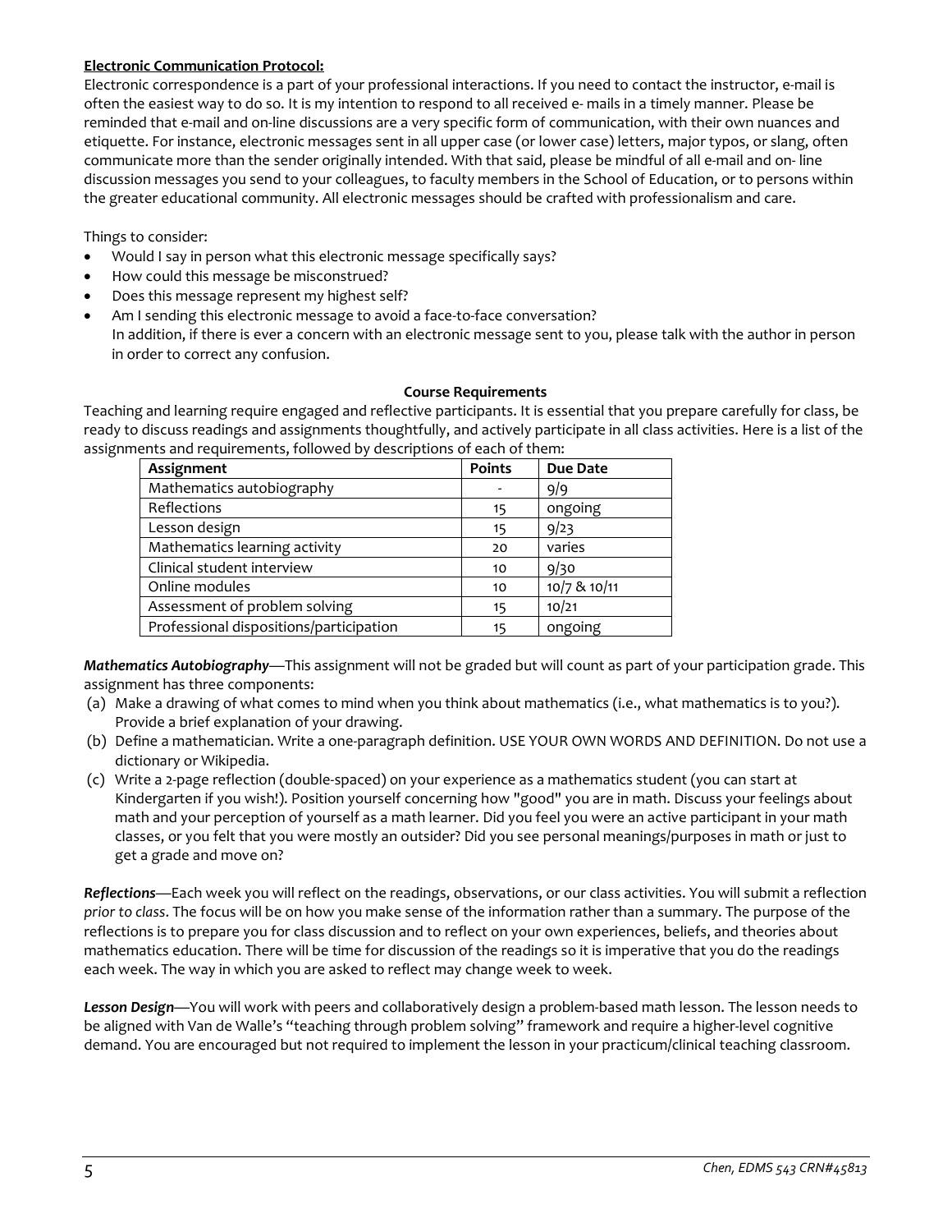**Electronic Communication Protocol:**

Electronic correspondence is a part of your professional interactions. If you need to contact the instructor, e-mail is often the easiest way to do so. It is my intention to respond to all received e- mails in a timely manner. Please be reminded that e-mail and on-line discussions are a very specific form of communication, with their own nuances and etiquette. For instance, electronic messages sent in all upper case (or lower case) letters, major typos, or slang, often communicate more than the sender originally intended. With that said, please be mindful of all e-mail and on- line discussion messages you send to your colleagues, to faculty members in the School of Education, or to persons within the greater educational community. All electronic messages should be crafted with professionalism and care.

Things to consider:

- Would I say in person what this electronic message specifically says?
- How could this message be misconstrued?
- Does this message represent my highest self?
- Am I sending this electronic message to avoid a face-to-face conversation?
  In addition, if there is ever a concern with an electronic message sent to you, please talk with the author in person in order to correct any confusion.

## Course Requirements

Teaching and learning require engaged and reflective participants. It is essential that you prepare carefully for class, be ready to discuss readings and assignments thoughtfully, and actively participate in all class activities. Here is a list of the assignments and requirements, followed by descriptions of each of them:

| Assignment | Points | Due Date |
|---|---|---|
| Mathematics autobiography | - | 9/9 |
| Reflections | 15 | ongoing |
| Lesson design | 15 | 9/23 |
| Mathematics learning activity | 20 | varies |
| Clinical student interview | 10 | 9/30 |
| Online modules | 10 | 10/7 & 10/11 |
| Assessment of problem solving | 15 | 10/21 |
| Professional dispositions/participation | 15 | ongoing |

***Mathematics Autobiography***—This assignment will not be graded but will count as part of your participation grade. This assignment has three components:

(a) Make a drawing of what comes to mind when you think about mathematics (i.e., what mathematics is to you?). Provide a brief explanation of your drawing.

(b) Define a mathematician. Write a one-paragraph definition. USE YOUR OWN WORDS AND DEFINITION. Do not use a dictionary or Wikipedia.

(c) Write a 2-page reflection (double-spaced) on your experience as a mathematics student (you can start at Kindergarten if you wish!). Position yourself concerning how "good" you are in math. Discuss your feelings about math and your perception of yourself as a math learner. Did you feel you were an active participant in your math classes, or you felt that you were mostly an outsider? Did you see personal meanings/purposes in math or just to get a grade and move on?

***Reflections***—Each week you will reflect on the readings, observations, or our class activities. You will submit a reflection *prior to class*. The focus will be on how you make sense of the information rather than a summary. The purpose of the reflections is to prepare you for class discussion and to reflect on your own experiences, beliefs, and theories about mathematics education. There will be time for discussion of the readings so it is imperative that you do the readings each week. The way in which you are asked to reflect may change week to week.

***Lesson Design***—You will work with peers and collaboratively design a problem-based math lesson. The lesson needs to be aligned with Van de Walle's "teaching through problem solving" framework and require a higher-level cognitive demand. You are encouraged but not required to implement the lesson in your practicum/clinical teaching classroom.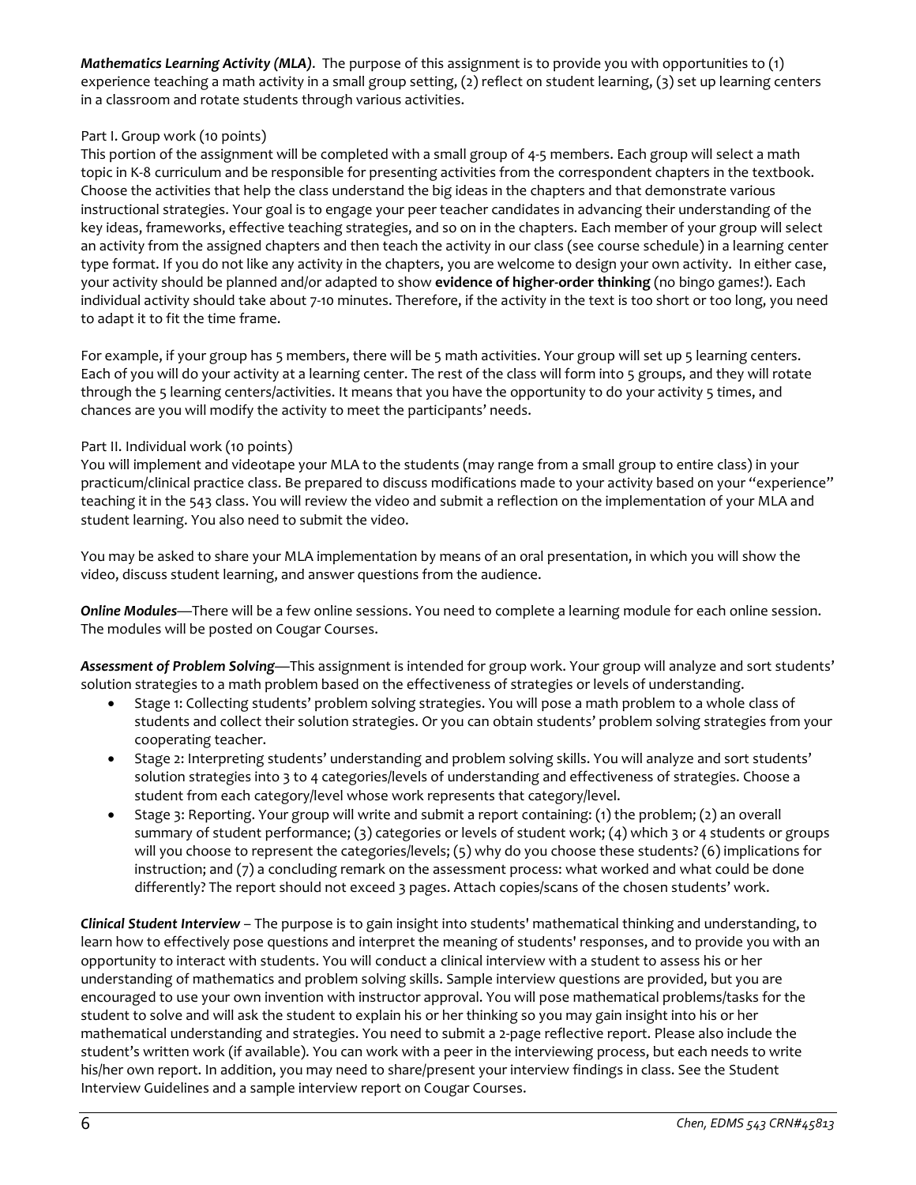***Mathematics Learning Activity (MLA)***. The purpose of this assignment is to provide you with opportunities to (1) experience teaching a math activity in a small group setting, (2) reflect on student learning, (3) set up learning centers in a classroom and rotate students through various activities.

Part I. Group work (10 points)

This portion of the assignment will be completed with a small group of 4-5 members. Each group will select a math topic in K-8 curriculum and be responsible for presenting activities from the correspondent chapters in the textbook. Choose the activities that help the class understand the big ideas in the chapters and that demonstrate various instructional strategies. Your goal is to engage your peer teacher candidates in advancing their understanding of the key ideas, frameworks, effective teaching strategies, and so on in the chapters. Each member of your group will select an activity from the assigned chapters and then teach the activity in our class (see course schedule) in a learning center type format. If you do not like any activity in the chapters, you are welcome to design your own activity. In either case, your activity should be planned and/or adapted to show **evidence of higher-order thinking** (no bingo games!). Each individual activity should take about 7-10 minutes. Therefore, if the activity in the text is too short or too long, you need to adapt it to fit the time frame.

For example, if your group has 5 members, there will be 5 math activities. Your group will set up 5 learning centers. Each of you will do your activity at a learning center. The rest of the class will form into 5 groups, and they will rotate through the 5 learning centers/activities. It means that you have the opportunity to do your activity 5 times, and chances are you will modify the activity to meet the participants' needs.

Part II. Individual work (10 points)

You will implement and videotape your MLA to the students (may range from a small group to entire class) in your practicum/clinical practice class. Be prepared to discuss modifications made to your activity based on your "experience" teaching it in the 543 class. You will review the video and submit a reflection on the implementation of your MLA and student learning. You also need to submit the video.

You may be asked to share your MLA implementation by means of an oral presentation, in which you will show the video, discuss student learning, and answer questions from the audience.

***Online Modules***—There will be a few online sessions. You need to complete a learning module for each online session. The modules will be posted on Cougar Courses.

***Assessment of Problem Solving***—This assignment is intended for group work. Your group will analyze and sort students' solution strategies to a math problem based on the effectiveness of strategies or levels of understanding.

- Stage 1: Collecting students' problem solving strategies. You will pose a math problem to a whole class of students and collect their solution strategies. Or you can obtain students' problem solving strategies from your cooperating teacher.
- Stage 2: Interpreting students' understanding and problem solving skills. You will analyze and sort students' solution strategies into 3 to 4 categories/levels of understanding and effectiveness of strategies. Choose a student from each category/level whose work represents that category/level.
- Stage 3: Reporting. Your group will write and submit a report containing: (1) the problem; (2) an overall summary of student performance; (3) categories or levels of student work; (4) which 3 or 4 students or groups will you choose to represent the categories/levels; (5) why do you choose these students? (6) implications for instruction; and (7) a concluding remark on the assessment process: what worked and what could be done differently? The report should not exceed 3 pages. Attach copies/scans of the chosen students' work.

***Clinical Student Interview*** – The purpose is to gain insight into students' mathematical thinking and understanding, to learn how to effectively pose questions and interpret the meaning of students' responses, and to provide you with an opportunity to interact with students. You will conduct a clinical interview with a student to assess his or her understanding of mathematics and problem solving skills. Sample interview questions are provided, but you are encouraged to use your own invention with instructor approval. You will pose mathematical problems/tasks for the student to solve and will ask the student to explain his or her thinking so you may gain insight into his or her mathematical understanding and strategies. You need to submit a 2-page reflective report. Please also include the student's written work (if available). You can work with a peer in the interviewing process, but each needs to write his/her own report. In addition, you may need to share/present your interview findings in class. See the Student Interview Guidelines and a sample interview report on Cougar Courses.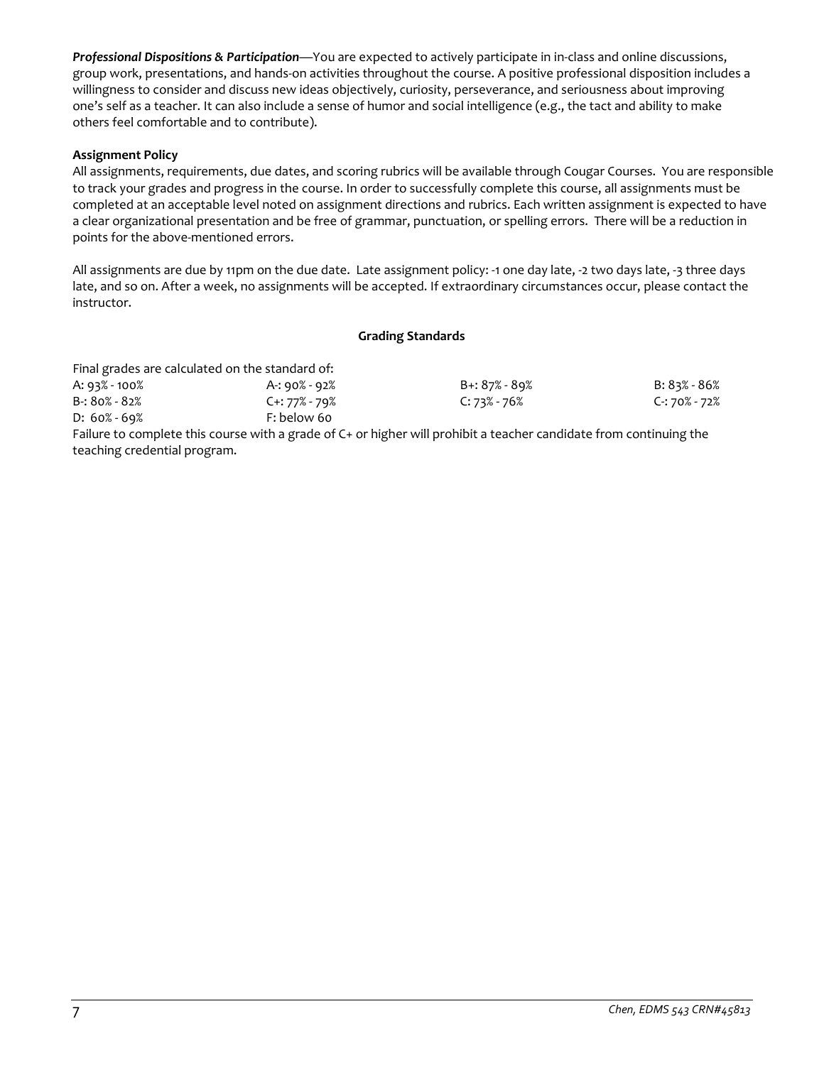***Professional Dispositions & Participation***—You are expected to actively participate in in-class and online discussions, group work, presentations, and hands-on activities throughout the course. A positive professional disposition includes a willingness to consider and discuss new ideas objectively, curiosity, perseverance, and seriousness about improving one's self as a teacher. It can also include a sense of humor and social intelligence (e.g., the tact and ability to make others feel comfortable and to contribute).

**Assignment Policy**

All assignments, requirements, due dates, and scoring rubrics will be available through Cougar Courses. You are responsible to track your grades and progress in the course. In order to successfully complete this course, all assignments must be completed at an acceptable level noted on assignment directions and rubrics. Each written assignment is expected to have a clear organizational presentation and be free of grammar, punctuation, or spelling errors. There will be a reduction in points for the above-mentioned errors.

All assignments are due by 11pm on the due date. Late assignment policy: -1 one day late, -2 two days late, -3 three days late, and so on. After a week, no assignments will be accepted. If extraordinary circumstances occur, please contact the instructor.

**Grading Standards**

Final grades are calculated on the standard of:

| | | | |
|---|---|---|---|
| A: 93% - 100% | A-: 90% - 92% | B+: 87% - 89% | B: 83% - 86% |
| B-: 80% - 82% | C+: 77% - 79% | C: 73% - 76% | C-: 70% - 72% |
| D: 60% - 69% | F: below 60 | | |

Failure to complete this course with a grade of C+ or higher will prohibit a teacher candidate from continuing the teaching credential program.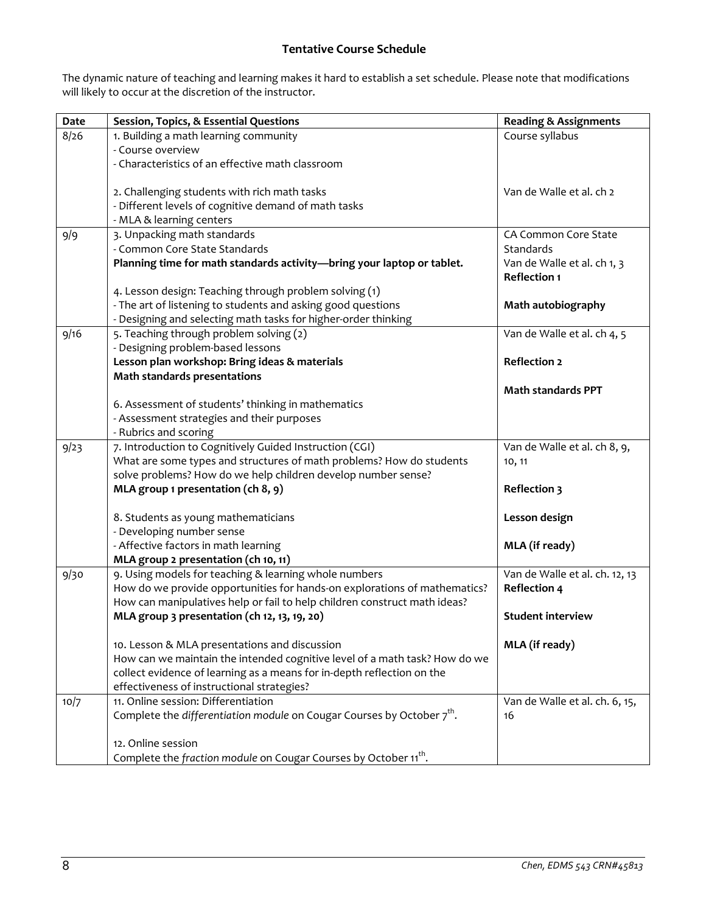**Tentative Course Schedule**

The dynamic nature of teaching and learning makes it hard to establish a set schedule. Please note that modifications will likely to occur at the discretion of the instructor.

| Date | Session, Topics, & Essential Questions | Reading & Assignments |
|---|---|---|
| 8/26 | 1. Building a math learning community<br>- Course overview<br>- Characteristics of an effective math classroom<br><br>2. Challenging students with rich math tasks<br>- Different levels of cognitive demand of math tasks<br>- MLA & learning centers | Course syllabus<br><br><br><br>Van de Walle et al. ch 2 |
| 9/9 | 3. Unpacking math standards<br>- Common Core State Standards<br>**Planning time for math standards activity—bring your laptop or tablet.**<br><br>4. Lesson design: Teaching through problem solving (1)<br>- The art of listening to students and asking good questions<br>- Designing and selecting math tasks for higher-order thinking | CA Common Core State Standards<br>Van de Walle et al. ch 1, 3<br>**Reflection 1**<br><br>**Math autobiography** |
| 9/16 | 5. Teaching through problem solving (2)<br>- Designing problem-based lessons<br>**Lesson plan workshop: Bring ideas & materials**<br>**Math standards presentations**<br><br>6. Assessment of students' thinking in mathematics<br>- Assessment strategies and their purposes<br>- Rubrics and scoring | Van de Walle et al. ch 4, 5<br><br>**Reflection 2**<br><br>**Math standards PPT** |
| 9/23 | 7. Introduction to Cognitively Guided Instruction (CGI)<br>What are some types and structures of math problems? How do students solve problems? How do we help children develop number sense?<br>**MLA group 1 presentation (ch 8, 9)**<br><br>8. Students as young mathematicians<br>- Developing number sense<br>- Affective factors in math learning<br>**MLA group 2 presentation (ch 10, 11)** | Van de Walle et al. ch 8, 9, 10, 11<br><br>**Reflection 3**<br><br>**Lesson design**<br><br>**MLA (if ready)** |
| 9/30 | 9. Using models for teaching & learning whole numbers<br>How do we provide opportunities for hands-on explorations of mathematics? How can manipulatives help or fail to help children construct math ideas?<br>**MLA group 3 presentation (ch 12, 13, 19, 20)**<br><br>10. Lesson & MLA presentations and discussion<br>How can we maintain the intended cognitive level of a math task? How do we collect evidence of learning as a means for in-depth reflection on the effectiveness of instructional strategies? | Van de Walle et al. ch. 12, 13<br>**Reflection 4**<br><br>**Student interview**<br><br>**MLA (if ready)** |
| 10/7 | 11. Online session: Differentiation<br>Complete the *differentiation module* on Cougar Courses by October 7th.<br><br>12. Online session<br>Complete the *fraction module* on Cougar Courses by October 11th. | Van de Walle et al. ch. 6, 15, 16 |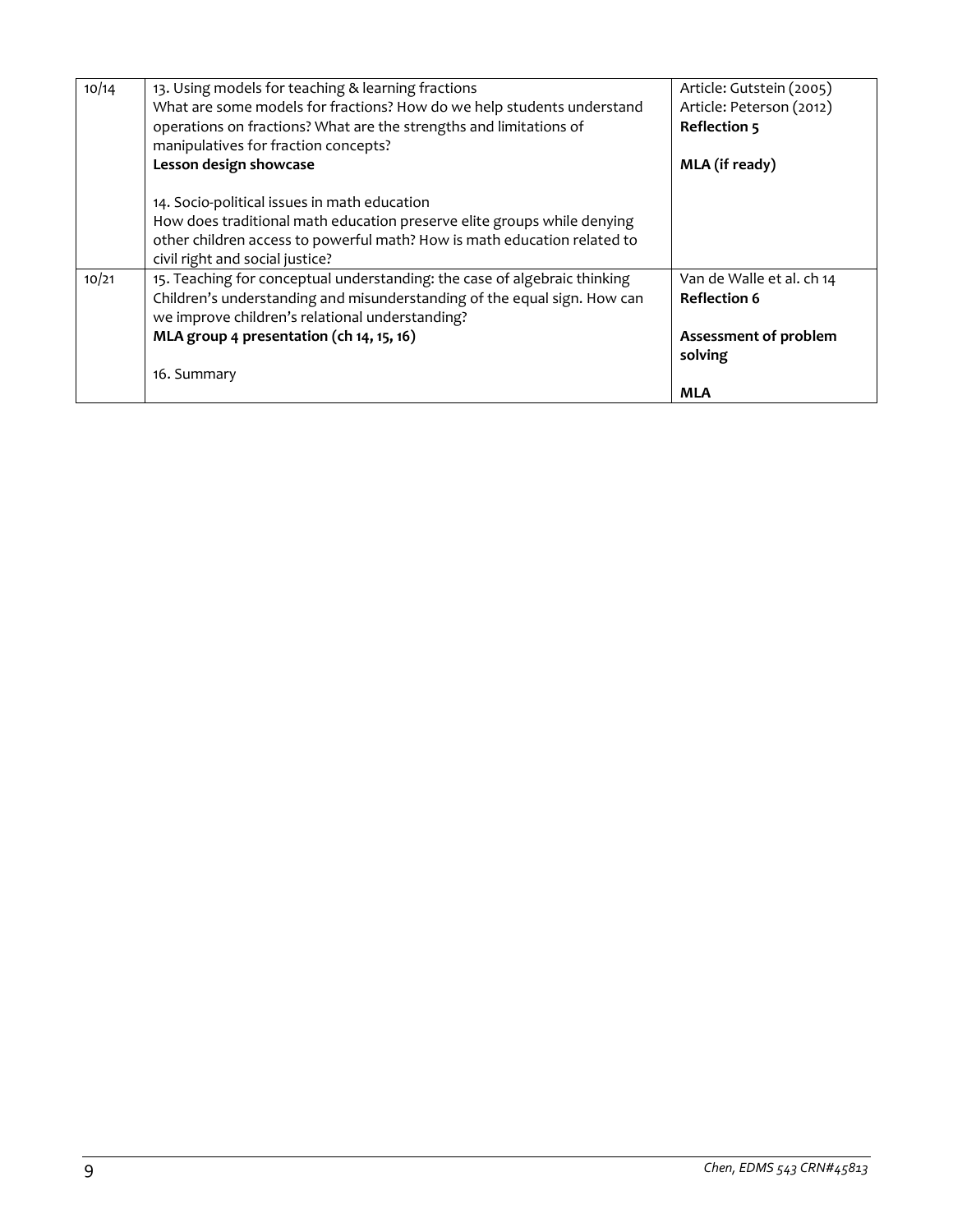| | | |
|---|---|---|
| 10/14 | 13. Using models for teaching & learning fractions<br>What are some models for fractions? How do we help students understand operations on fractions? What are the strengths and limitations of manipulatives for fraction concepts?<br>**Lesson design showcase**<br><br>14. Socio-political issues in math education<br>How does traditional math education preserve elite groups while denying other children access to powerful math? How is math education related to civil right and social justice? | Article: Gutstein (2005)<br>Article: Peterson (2012)<br>**Reflection 5**<br><br>**MLA (if ready)** |
| 10/21 | 15. Teaching for conceptual understanding: the case of algebraic thinking<br>Children's understanding and misunderstanding of the equal sign. How can we improve children's relational understanding?<br>**MLA group 4 presentation (ch 14, 15, 16)**<br><br>16. Summary | Van de Walle et al. ch 14<br>**Reflection 6**<br><br>**Assessment of problem solving**<br><br>**MLA** |